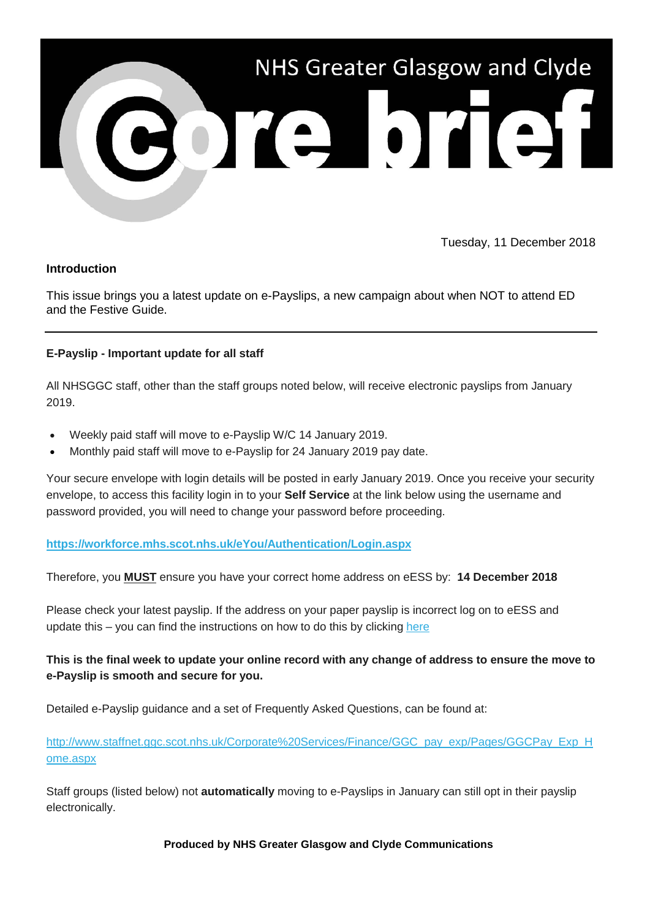# NHS Greater Glasgow and Clyde core brief

Tuesday, 11 December 2018

**Introduction**

This issue brings you a latest update on e-Payslips, a new campaign about when NOT to attend ED and the Festive Guide.

---

**E-Payslip - Important update for all staff**

All NHSGGC staff, other than the staff groups noted below, will receive electronic payslips from January 2019.

- Weekly paid staff will move to e-Payslip W/C 14 January 2019.
- Monthly paid staff will move to e-Payslip for 24 January 2019 pay date.

Your secure envelope with login details will be posted in early January 2019. Once you receive your security envelope, to access this facility login in to your **Self Service** at the link below using the username and password provided, you will need to change your password before proceeding.

**https://workforce.mhs.scot.nhs.uk/eYou/Authentication/Login.aspx**

Therefore, you **MUST** ensure you have your correct home address on eESS by: **14 December 2018**

Please check your latest payslip. If the address on your paper payslip is incorrect log on to eESS and update this – you can find the instructions on how to do this by clicking here

**This is the final week to update your online record with any change of address to ensure the move to e-Payslip is smooth and secure for you.**

Detailed e-Payslip guidance and a set of Frequently Asked Questions, can be found at:

http://www.staffnet.ggc.scot.nhs.uk/Corporate%20Services/Finance/GGC_pay_exp/Pages/GGCPay_Exp_Home.aspx

Staff groups (listed below) not **automatically** moving to e-Payslips in January can still opt in their payslip electronically.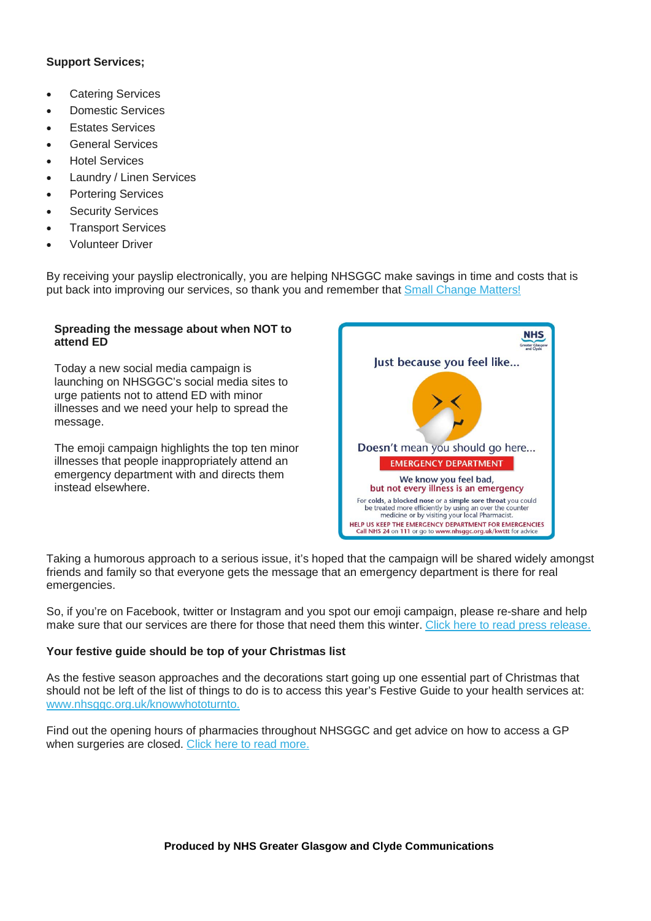**Support Services;**

- Catering Services
- Domestic Services
- Estates Services
- General Services
- Hotel Services
- Laundry / Linen Services
- Portering Services
- Security Services
- Transport Services
- Volunteer Driver

By receiving your payslip electronically, you are helping NHSGGC make savings in time and costs that is put back into improving our services, so thank you and remember that Small Change Matters!

## Spreading the message about when NOT to attend ED

Today a new social media campaign is launching on NHSGGC's social media sites to urge patients not to attend ED with minor illnesses and we need your help to spread the message.

The emoji campaign highlights the top ten minor illnesses that people inappropriately attend an emergency department with and directs them instead elsewhere.

NHS
Greater Glasgow and Clyde

Just because you feel like...

Doesn't mean you should go here...

EMERGENCY DEPARTMENT

We know you feel bad,
but not every illness is an emergency

For **colds**, a **blocked nose** or a **simple sore throat** you could be treated more efficiently by using an over the counter medicine or by visiting your local Pharmacist.

HELP US KEEP THE EMERGENCY DEPARTMENT FOR EMERGENCIES
Call NHS 24 on 111 or go to www.nhsggc.org.uk/kwttt for advice

Taking a humorous approach to a serious issue, it's hoped that the campaign will be shared widely amongst friends and family so that everyone gets the message that an emergency department is there for real emergencies.

So, if you're on Facebook, twitter or Instagram and you spot our emoji campaign, please re-share and help make sure that our services are there for those that need them this winter. Click here to read press release.

## Your festive guide should be top of your Christmas list

As the festive season approaches and the decorations start going up one essential part of Christmas that should not be left of the list of things to do is to access this year's Festive Guide to your health services at: www.nhsggc.org.uk/knowwhototurnto.

Find out the opening hours of pharmacies throughout NHSGGC and get advice on how to access a GP when surgeries are closed. Click here to read more.

**Produced by NHS Greater Glasgow and Clyde Communications**